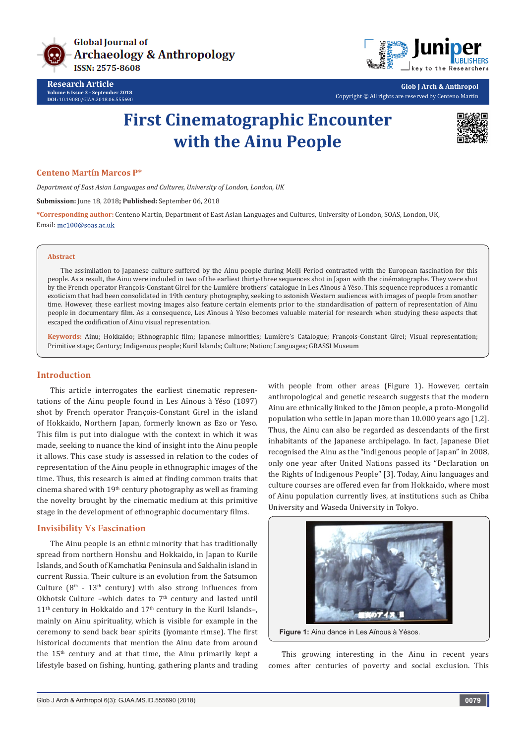Global Journal of Archaeology & Anthropology
ISSN: 2575-8608

**Research Article**
Volume 6 Issue 3 - September 2018
DOI: 10.19080/GJAA.2018.06.555690

**Glob J Arch & Anthropol**
Copyright © All rights are reserved by Centeno Martín

# First Cinematographic Encounter with the Ainu People

**Centeno Martín Marcos P***

*Department of East Asian Languages and Cultures, University of London, London, UK*

**Submission:** June 18, 2018**; Published:** September 06, 2018

***Corresponding author:** Centeno Martín, Department of East Asian Languages and Cultures, University of London, SOAS, London, UK, Email: mc100@soas.ac.uk

**Abstract**

The assimilation to Japanese culture suffered by the Ainu people during Meiji Period contrasted with the European fascination for this people. As a result, the Ainu were included in two of the earliest thirty-three sequences shot in Japan with the cinématographe. They were shot by the French operator François-Constant Girel for the Lumière brothers' catalogue in Les Aïnous à Yéso. This sequence reproduces a romantic exoticism that had been consolidated in 19th century photography, seeking to astonish Western audiences with images of people from another time. However, these earliest moving images also feature certain elements prior to the standardisation of pattern of representation of Ainu people in documentary film. As a consequence, Les Aïnous à Yéso becomes valuable material for research when studying these aspects that escaped the codification of Ainu visual representation.

**Keywords:** Ainu; Hokkaido; Ethnographic film; Japanese minorities; Lumière's Catalogue; François-Constant Girel; Visual representation; Primitive stage; Century; Indigenous people; Kuril Islands; Culture; Nation; Languages; GRASSI Museum

## Introduction

This article interrogates the earliest cinematic representations of the Ainu people found in Les Aïnous à Yéso (1897) shot by French operator François-Constant Girel in the island of Hokkaido, Northern Japan, formerly known as Ezo or Yeso. This film is put into dialogue with the context in which it was made, seeking to nuance the kind of insight into the Ainu people it allows. This case study is assessed in relation to the codes of representation of the Ainu people in ethnographic images of the time. Thus, this research is aimed at finding common traits that cinema shared with 19th century photography as well as framing the novelty brought by the cinematic medium at this primitive stage in the development of ethnographic documentary films.

## Invisibility Vs Fascination

The Ainu people is an ethnic minority that has traditionally spread from northern Honshu and Hokkaido, in Japan to Kurile Islands, and South of Kamchatka Peninsula and Sakhalin island in current Russia. Their culture is an evolution from the Satsumon Culture (8th - 13th century) with also strong influences from Okhotsk Culture –which dates to 7th century and lasted until 11th century in Hokkaido and 17th century in the Kuril Islands–, mainly on Ainu spirituality, which is visible for example in the ceremony to send back bear spirits (iyomante rimse). The first historical documents that mention the Ainu date from around the 15th century and at that time, the Ainu primarily kept a lifestyle based on fishing, hunting, gathering plants and trading with people from other areas (Figure 1). However, certain anthropological and genetic research suggests that the modern Ainu are ethnically linked to the Jōmon people, a proto-Mongolid population who settle in Japan more than 10.000 years ago [1,2]. Thus, the Ainu can also be regarded as descendants of the first inhabitants of the Japanese archipelago. In fact, Japanese Diet recognised the Ainu as the "indigenous people of Japan" in 2008, only one year after United Nations passed its "Declaration on the Rights of Indigenous People" [3]. Today, Ainu languages and culture courses are offered even far from Hokkaido, where most of Ainu population currently lives, at institutions such as Chiba University and Waseda University in Tokyo.

**Figure 1:** Ainu dance in Les Aïnous à Yésos.

This growing interesting in the Ainu in recent years comes after centuries of poverty and social exclusion. This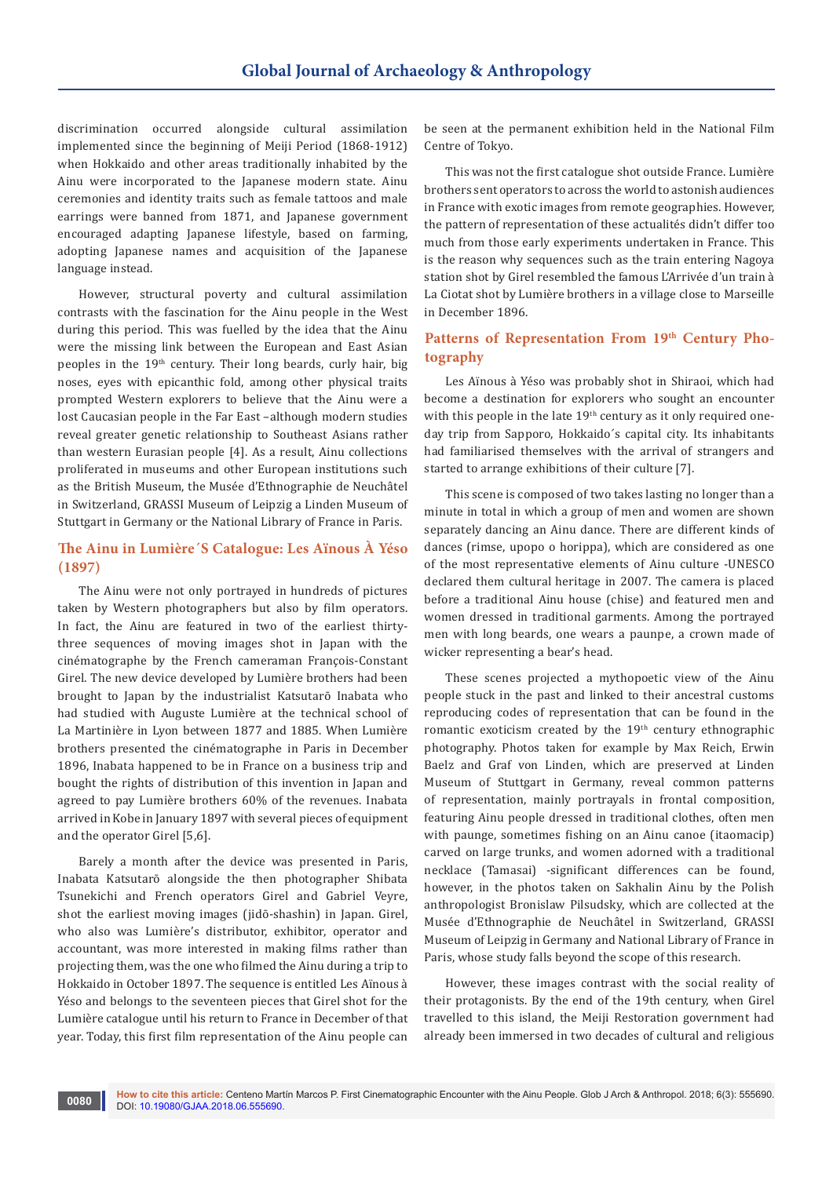discrimination occurred alongside cultural assimilation implemented since the beginning of Meiji Period (1868-1912) when Hokkaido and other areas traditionally inhabited by the Ainu were incorporated to the Japanese modern state. Ainu ceremonies and identity traits such as female tattoos and male earrings were banned from 1871, and Japanese government encouraged adapting Japanese lifestyle, based on farming, adopting Japanese names and acquisition of the Japanese language instead.

However, structural poverty and cultural assimilation contrasts with the fascination for the Ainu people in the West during this period. This was fuelled by the idea that the Ainu were the missing link between the European and East Asian peoples in the 19th century. Their long beards, curly hair, big noses, eyes with epicanthic fold, among other physical traits prompted Western explorers to believe that the Ainu were a lost Caucasian people in the Far East –although modern studies reveal greater genetic relationship to Southeast Asians rather than western Eurasian people [4]. As a result, Ainu collections proliferated in museums and other European institutions such as the British Museum, the Musée d'Ethnographie de Neuchâtel in Switzerland, GRASSI Museum of Leipzig a Linden Museum of Stuttgart in Germany or the National Library of France in Paris.

## The Ainu in Lumière´S Catalogue: Les Aïnous À Yéso (1897)

The Ainu were not only portrayed in hundreds of pictures taken by Western photographers but also by film operators. In fact, the Ainu are featured in two of the earliest thirty-three sequences of moving images shot in Japan with the cinématographe by the French cameraman François-Constant Girel. The new device developed by Lumière brothers had been brought to Japan by the industrialist Katsutarō Inabata who had studied with Auguste Lumière at the technical school of La Martinière in Lyon between 1877 and 1885. When Lumière brothers presented the cinématographe in Paris in December 1896, Inabata happened to be in France on a business trip and bought the rights of distribution of this invention in Japan and agreed to pay Lumière brothers 60% of the revenues. Inabata arrived in Kobe in January 1897 with several pieces of equipment and the operator Girel [5,6].

Barely a month after the device was presented in Paris, Inabata Katsutarō alongside the then photographer Shibata Tsunekichi and French operators Girel and Gabriel Veyre, shot the earliest moving images (jidō-shashin) in Japan. Girel, who also was Lumière's distributor, exhibitor, operator and accountant, was more interested in making films rather than projecting them, was the one who filmed the Ainu during a trip to Hokkaido in October 1897. The sequence is entitled Les Aïnous à Yéso and belongs to the seventeen pieces that Girel shot for the Lumière catalogue until his return to France in December of that year. Today, this first film representation of the Ainu people can be seen at the permanent exhibition held in the National Film Centre of Tokyo.

This was not the first catalogue shot outside France. Lumière brothers sent operators to across the world to astonish audiences in France with exotic images from remote geographies. However, the pattern of representation of these actualités didn't differ too much from those early experiments undertaken in France. This is the reason why sequences such as the train entering Nagoya station shot by Girel resembled the famous L'Arrivée d'un train à La Ciotat shot by Lumière brothers in a village close to Marseille in December 1896.

## Patterns of Representation From 19th Century Photography

Les Aïnous à Yéso was probably shot in Shiraoi, which had become a destination for explorers who sought an encounter with this people in the late 19th century as it only required one-day trip from Sapporo, Hokkaido´s capital city. Its inhabitants had familiarised themselves with the arrival of strangers and started to arrange exhibitions of their culture [7].

This scene is composed of two takes lasting no longer than a minute in total in which a group of men and women are shown separately dancing an Ainu dance. There are different kinds of dances (rimse, upopo o horippa), which are considered as one of the most representative elements of Ainu culture -UNESCO declared them cultural heritage in 2007. The camera is placed before a traditional Ainu house (chise) and featured men and women dressed in traditional garments. Among the portrayed men with long beards, one wears a paunpe, a crown made of wicker representing a bear's head.

These scenes projected a mythopoetic view of the Ainu people stuck in the past and linked to their ancestral customs reproducing codes of representation that can be found in the romantic exoticism created by the 19th century ethnographic photography. Photos taken for example by Max Reich, Erwin Baelz and Graf von Linden, which are preserved at Linden Museum of Stuttgart in Germany, reveal common patterns of representation, mainly portrayals in frontal composition, featuring Ainu people dressed in traditional clothes, often men with paunge, sometimes fishing on an Ainu canoe (itaomacip) carved on large trunks, and women adorned with a traditional necklace (Tamasai) -significant differences can be found, however, in the photos taken on Sakhalin Ainu by the Polish anthropologist Bronislaw Pilsudsky, which are collected at the Musée d'Ethnographie de Neuchâtel in Switzerland, GRASSI Museum of Leipzig in Germany and National Library of France in Paris, whose study falls beyond the scope of this research.

However, these images contrast with the social reality of their protagonists. By the end of the 19th century, when Girel travelled to this island, the Meiji Restoration government had already been immersed in two decades of cultural and religious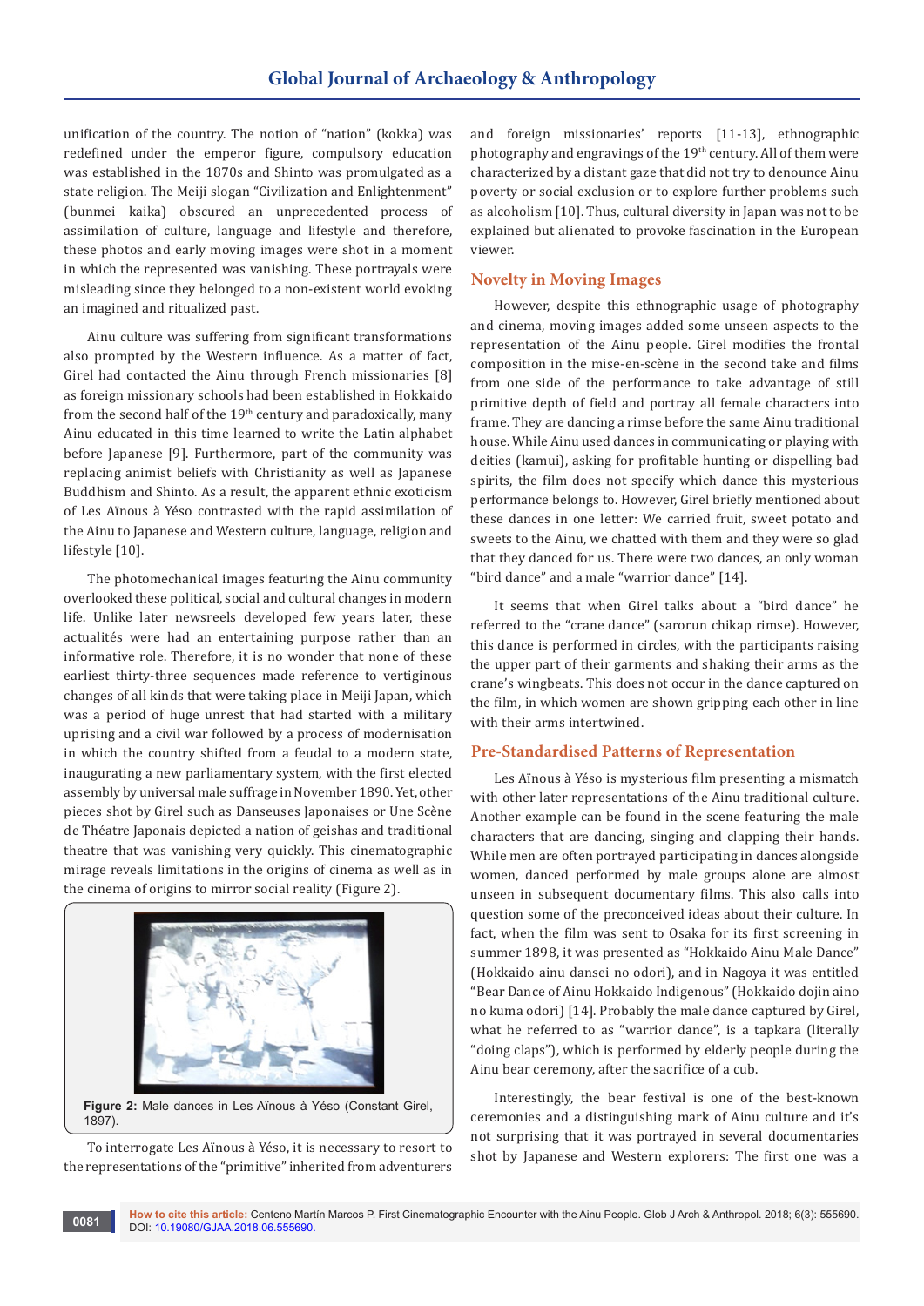unification of the country. The notion of "nation" (kokka) was redefined under the emperor figure, compulsory education was established in the 1870s and Shinto was promulgated as a state religion. The Meiji slogan "Civilization and Enlightenment" (bunmei kaika) obscured an unprecedented process of assimilation of culture, language and lifestyle and therefore, these photos and early moving images were shot in a moment in which the represented was vanishing. These portrayals were misleading since they belonged to a non-existent world evoking an imagined and ritualized past.

Ainu culture was suffering from significant transformations also prompted by the Western influence. As a matter of fact, Girel had contacted the Ainu through French missionaries [8] as foreign missionary schools had been established in Hokkaido from the second half of the 19th century and paradoxically, many Ainu educated in this time learned to write the Latin alphabet before Japanese [9]. Furthermore, part of the community was replacing animist beliefs with Christianity as well as Japanese Buddhism and Shinto. As a result, the apparent ethnic exoticism of Les Aïnous à Yéso contrasted with the rapid assimilation of the Ainu to Japanese and Western culture, language, religion and lifestyle [10].

The photomechanical images featuring the Ainu community overlooked these political, social and cultural changes in modern life. Unlike later newsreels developed few years later, these actualités were had an entertaining purpose rather than an informative role. Therefore, it is no wonder that none of these earliest thirty-three sequences made reference to vertiginous changes of all kinds that were taking place in Meiji Japan, which was a period of huge unrest that had started with a military uprising and a civil war followed by a process of modernisation in which the country shifted from a feudal to a modern state, inaugurating a new parliamentary system, with the first elected assembly by universal male suffrage in November 1890. Yet, other pieces shot by Girel such as Danseuses Japonaises or Une Scène de Théatre Japonais depicted a nation of geishas and traditional theatre that was vanishing very quickly. This cinematographic mirage reveals limitations in the origins of cinema as well as in the cinema of origins to mirror social reality (Figure 2).

**Figure 2:** Male dances in Les Aïnous à Yéso (Constant Girel, 1897).

To interrogate Les Aïnous à Yéso, it is necessary to resort to the representations of the "primitive" inherited from adventurers and foreign missionaries' reports [11-13], ethnographic photography and engravings of the 19th century. All of them were characterized by a distant gaze that did not try to denounce Ainu poverty or social exclusion or to explore further problems such as alcoholism [10]. Thus, cultural diversity in Japan was not to be explained but alienated to provoke fascination in the European viewer.

## Novelty in Moving Images

However, despite this ethnographic usage of photography and cinema, moving images added some unseen aspects to the representation of the Ainu people. Girel modifies the frontal composition in the mise-en-scène in the second take and films from one side of the performance to take advantage of still primitive depth of field and portray all female characters into frame. They are dancing a rimse before the same Ainu traditional house. While Ainu used dances in communicating or playing with deities (kamui), asking for profitable hunting or dispelling bad spirits, the film does not specify which dance this mysterious performance belongs to. However, Girel briefly mentioned about these dances in one letter: We carried fruit, sweet potato and sweets to the Ainu, we chatted with them and they were so glad that they danced for us. There were two dances, an only woman "bird dance" and a male "warrior dance" [14].

It seems that when Girel talks about a "bird dance" he referred to the "crane dance" (sarorun chikap rimse). However, this dance is performed in circles, with the participants raising the upper part of their garments and shaking their arms as the crane's wingbeats. This does not occur in the dance captured on the film, in which women are shown gripping each other in line with their arms intertwined.

## Pre-Standardised Patterns of Representation

Les Aïnous à Yéso is mysterious film presenting a mismatch with other later representations of the Ainu traditional culture. Another example can be found in the scene featuring the male characters that are dancing, singing and clapping their hands. While men are often portrayed participating in dances alongside women, danced performed by male groups alone are almost unseen in subsequent documentary films. This also calls into question some of the preconceived ideas about their culture. In fact, when the film was sent to Osaka for its first screening in summer 1898, it was presented as "Hokkaido Ainu Male Dance" (Hokkaido ainu dansei no odori), and in Nagoya it was entitled "Bear Dance of Ainu Hokkaido Indigenous" (Hokkaido dojin aino no kuma odori) [14]. Probably the male dance captured by Girel, what he referred to as "warrior dance", is a tapkara (literally "doing claps"), which is performed by elderly people during the Ainu bear ceremony, after the sacrifice of a cub.

Interestingly, the bear festival is one of the best-known ceremonies and a distinguishing mark of Ainu culture and it's not surprising that it was portrayed in several documentaries shot by Japanese and Western explorers: The first one was a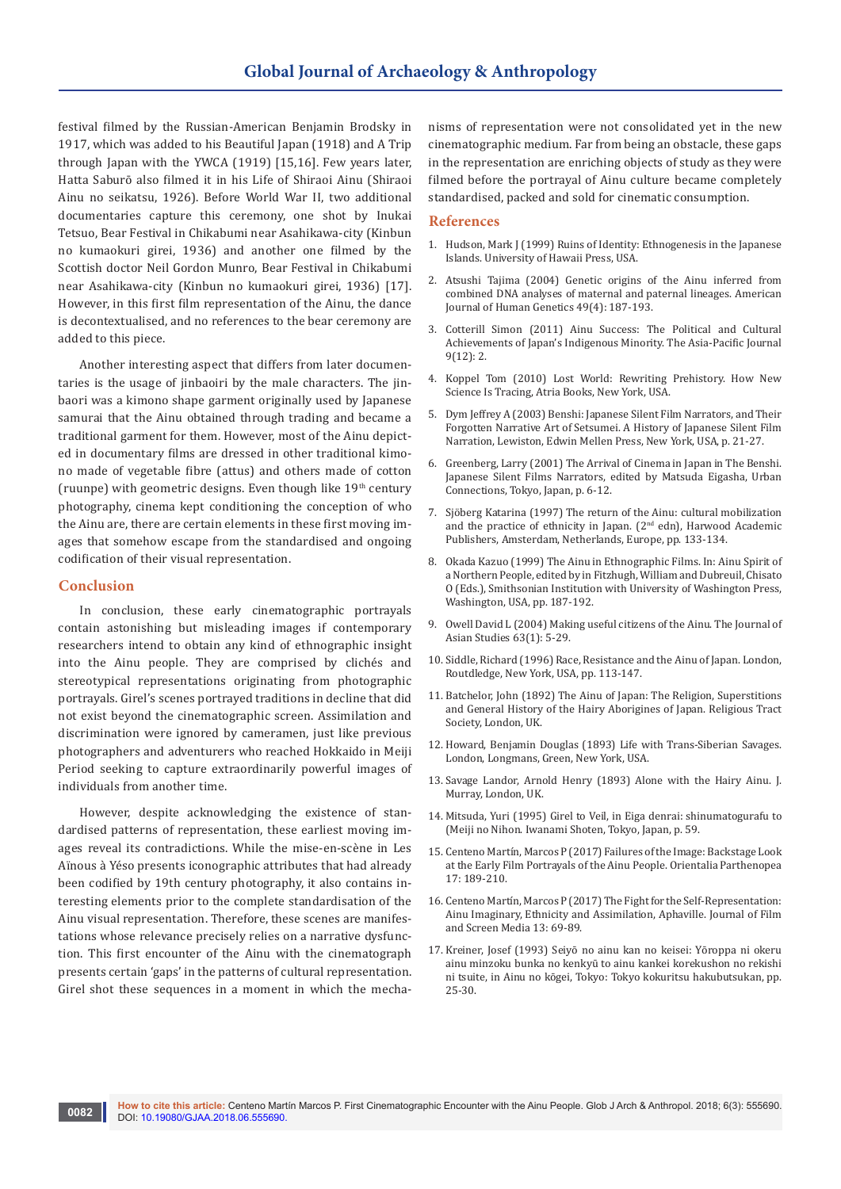festival filmed by the Russian-American Benjamin Brodsky in 1917, which was added to his Beautiful Japan (1918) and A Trip through Japan with the YWCA (1919) [15,16]. Few years later, Hatta Saburō also filmed it in his Life of Shiraoi Ainu (Shiraoi Ainu no seikatsu, 1926). Before World War II, two additional documentaries capture this ceremony, one shot by Inukai Tetsuo, Bear Festival in Chikabumi near Asahikawa-city (Kinbun no kumaokuri girei, 1936) and another one filmed by the Scottish doctor Neil Gordon Munro, Bear Festival in Chikabumi near Asahikawa-city (Kinbun no kumaokuri girei, 1936) [17]. However, in this first film representation of the Ainu, the dance is decontextualised, and no references to the bear ceremony are added to this piece.

Another interesting aspect that differs from later documentaries is the usage of jinbaiori by the male characters. The jinbaori was a kimono shape garment originally used by Japanese samurai that the Ainu obtained through trading and became a traditional garment for them. However, most of the Ainu depicted in documentary films are dressed in other traditional kimono made of vegetable fibre (attus) and others made of cotton (ruunpe) with geometric designs. Even though like 19th century photography, cinema kept conditioning the conception of who the Ainu are, there are certain elements in these first moving images that somehow escape from the standardised and ongoing codification of their visual representation.

## Conclusion

In conclusion, these early cinematographic portrayals contain astonishing but misleading images if contemporary researchers intend to obtain any kind of ethnographic insight into the Ainu people. They are comprised by clichés and stereotypical representations originating from photographic portrayals. Girel's scenes portrayed traditions in decline that did not exist beyond the cinematographic screen. Assimilation and discrimination were ignored by cameramen, just like previous photographers and adventurers who reached Hokkaido in Meiji Period seeking to capture extraordinarily powerful images of individuals from another time.

However, despite acknowledging the existence of standardised patterns of representation, these earliest moving images reveal its contradictions. While the mise-en-scène in Les Aïnous à Yéso presents iconographic attributes that had already been codified by 19th century photography, it also contains interesting elements prior to the complete standardisation of the Ainu visual representation. Therefore, these scenes are manifestations whose relevance precisely relies on a narrative dysfunction. This first encounter of the Ainu with the cinematograph presents certain 'gaps' in the patterns of cultural representation. Girel shot these sequences in a moment in which the mechanisms of representation were not consolidated yet in the new cinematographic medium. Far from being an obstacle, these gaps in the representation are enriching objects of study as they were filmed before the portrayal of Ainu culture became completely standardised, packed and sold for cinematic consumption.

## References

1. Hudson, Mark J (1999) Ruins of Identity: Ethnogenesis in the Japanese Islands. University of Hawaii Press, USA.
2. Atsushi Tajima (2004) Genetic origins of the Ainu inferred from combined DNA analyses of maternal and paternal lineages. American Journal of Human Genetics 49(4): 187-193.
3. Cotterill Simon (2011) Ainu Success: The Political and Cultural Achievements of Japan's Indigenous Minority. The Asia-Pacific Journal 9(12): 2.
4. Koppel Tom (2010) Lost World: Rewriting Prehistory. How New Science Is Tracing, Atria Books, New York, USA.
5. Dym Jeffrey A (2003) Benshi: Japanese Silent Film Narrators, and Their Forgotten Narrative Art of Setsumei. A History of Japanese Silent Film Narration, Lewiston, Edwin Mellen Press, New York, USA, p. 21-27.
6. Greenberg, Larry (2001) The Arrival of Cinema in Japan in The Benshi. Japanese Silent Films Narrators, edited by Matsuda Eigasha, Urban Connections, Tokyo, Japan, p. 6-12.
7. Sjöberg Katarina (1997) The return of the Ainu: cultural mobilization and the practice of ethnicity in Japan. (2nd edn), Harwood Academic Publishers, Amsterdam, Netherlands, Europe, pp. 133-134.
8. Okada Kazuo (1999) The Ainu in Ethnographic Films. In: Ainu Spirit of a Northern People, edited by in Fitzhugh, William and Dubreuil, Chisato O (Eds.), Smithsonian Institution with University of Washington Press, Washington, USA, pp. 187-192.
9. Owell David L (2004) Making useful citizens of the Ainu. The Journal of Asian Studies 63(1): 5-29.
10. Siddle, Richard (1996) Race, Resistance and the Ainu of Japan. London, Routldedge, New York, USA, pp. 113-147.
11. Batchelor, John (1892) The Ainu of Japan: The Religion, Superstitions and General History of the Hairy Aborigines of Japan. Religious Tract Society, London, UK.
12. Howard, Benjamin Douglas (1893) Life with Trans-Siberian Savages. London, Longmans, Green, New York, USA.
13. Savage Landor, Arnold Henry (1893) Alone with the Hairy Ainu. J. Murray, London, UK.
14. Mitsuda, Yuri (1995) Girel to Veil, in Eiga denrai: shinumatografu to (Meiji no Nihon. Iwanami Shoten, Tokyo, Japan, p. 59.
15. Centeno Martín, Marcos P (2017) Failures of the Image: Backstage Look at the Early Film Portrayals of the Ainu People. Orientalia Parthenopea 17: 189-210.
16. Centeno Martín, Marcos P (2017) The Fight for the Self-Representation: Ainu Imaginary, Ethnicity and Assimilation, Aphaville. Journal of Film and Screen Media 13: 69-89.
17. Kreiner, Josef (1993) Seiyō no ainu kan no keisei: Yōroppa ni okeru ainu minzoku bunka no kenkyū to ainu kankei korekushon no rekishi ni tsuite, in Ainu no kōgei, Tokyo: Tokyo kokuritsu hakubutsukan, pp. 25-30.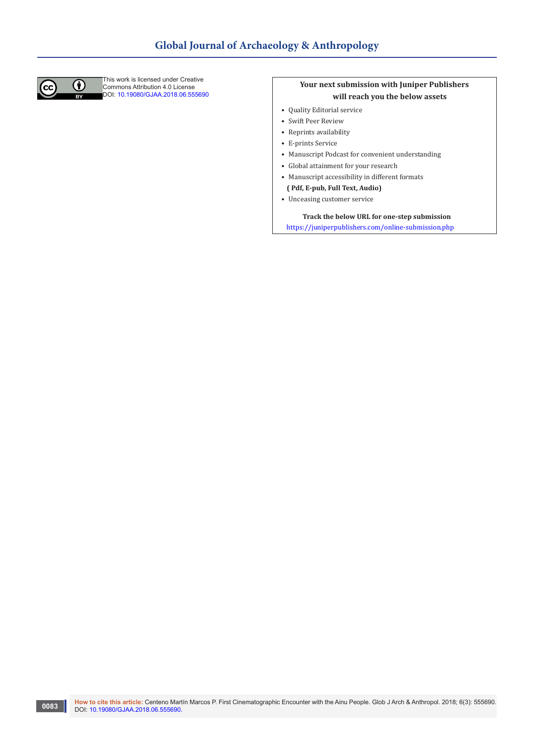This work is licensed under Creative Commons Attribution 4.0 License
DOI: 10.19080/GJAA.2018.06.555690

**Your next submission with Juniper Publishers will reach you the below assets**

- Quality Editorial service
- Swift Peer Review
- Reprints availability
- E-prints Service
- Manuscript Podcast for convenient understanding
- Global attainment for your research
- Manuscript accessibility in different formats

**( Pdf, E-pub, Full Text, Audio)**

- Unceasing customer service

**Track the below URL for one-step submission**
https://juniperpublishers.com/online-submission.php